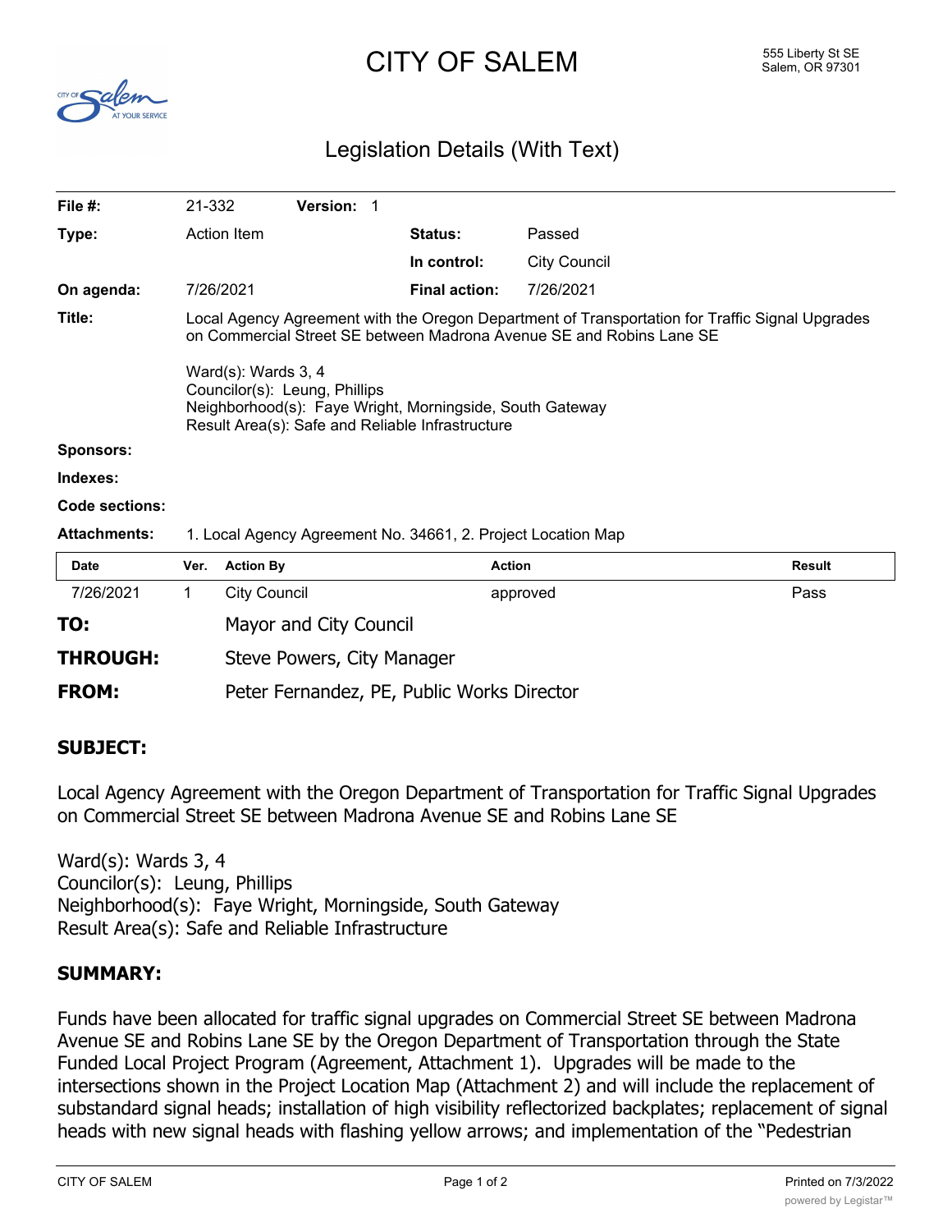# CITY OF SALEM

555 Liberty St SE
Salem, OR 97301

## Legislation Details (With Text)

| | | | |
|---|---|---|---|
| **File #:** | 21-332 **Version:** 1 | | |
| **Type:** | Action Item | **Status:** | Passed |
| | | **In control:** | City Council |
| **On agenda:** | 7/26/2021 | **Final action:** | 7/26/2021 |

**Title:** Local Agency Agreement with the Oregon Department of Transportation for Traffic Signal Upgrades on Commercial Street SE between Madrona Avenue SE and Robins Lane SE

Ward(s): Wards 3, 4
Councilor(s): Leung, Phillips
Neighborhood(s): Faye Wright, Morningside, South Gateway
Result Area(s): Safe and Reliable Infrastructure

**Sponsors:**

**Indexes:**

**Code sections:**

**Attachments:** 1. Local Agency Agreement No. 34661, 2. Project Location Map

| Date | Ver. | Action By | Action | Result |
|---|---|---|---|---|
| 7/26/2021 | 1 | City Council | approved | Pass |

**TO:** Mayor and City Council

**THROUGH:** Steve Powers, City Manager

**FROM:** Peter Fernandez, PE, Public Works Director

### SUBJECT:

Local Agency Agreement with the Oregon Department of Transportation for Traffic Signal Upgrades on Commercial Street SE between Madrona Avenue SE and Robins Lane SE

Ward(s): Wards 3, 4
Councilor(s): Leung, Phillips
Neighborhood(s): Faye Wright, Morningside, South Gateway
Result Area(s): Safe and Reliable Infrastructure

### SUMMARY:

Funds have been allocated for traffic signal upgrades on Commercial Street SE between Madrona Avenue SE and Robins Lane SE by the Oregon Department of Transportation through the State Funded Local Project Program (Agreement, Attachment 1). Upgrades will be made to the intersections shown in the Project Location Map (Attachment 2) and will include the replacement of substandard signal heads; installation of high visibility reflectorized backplates; replacement of signal heads with new signal heads with flashing yellow arrows; and implementation of the "Pedestrian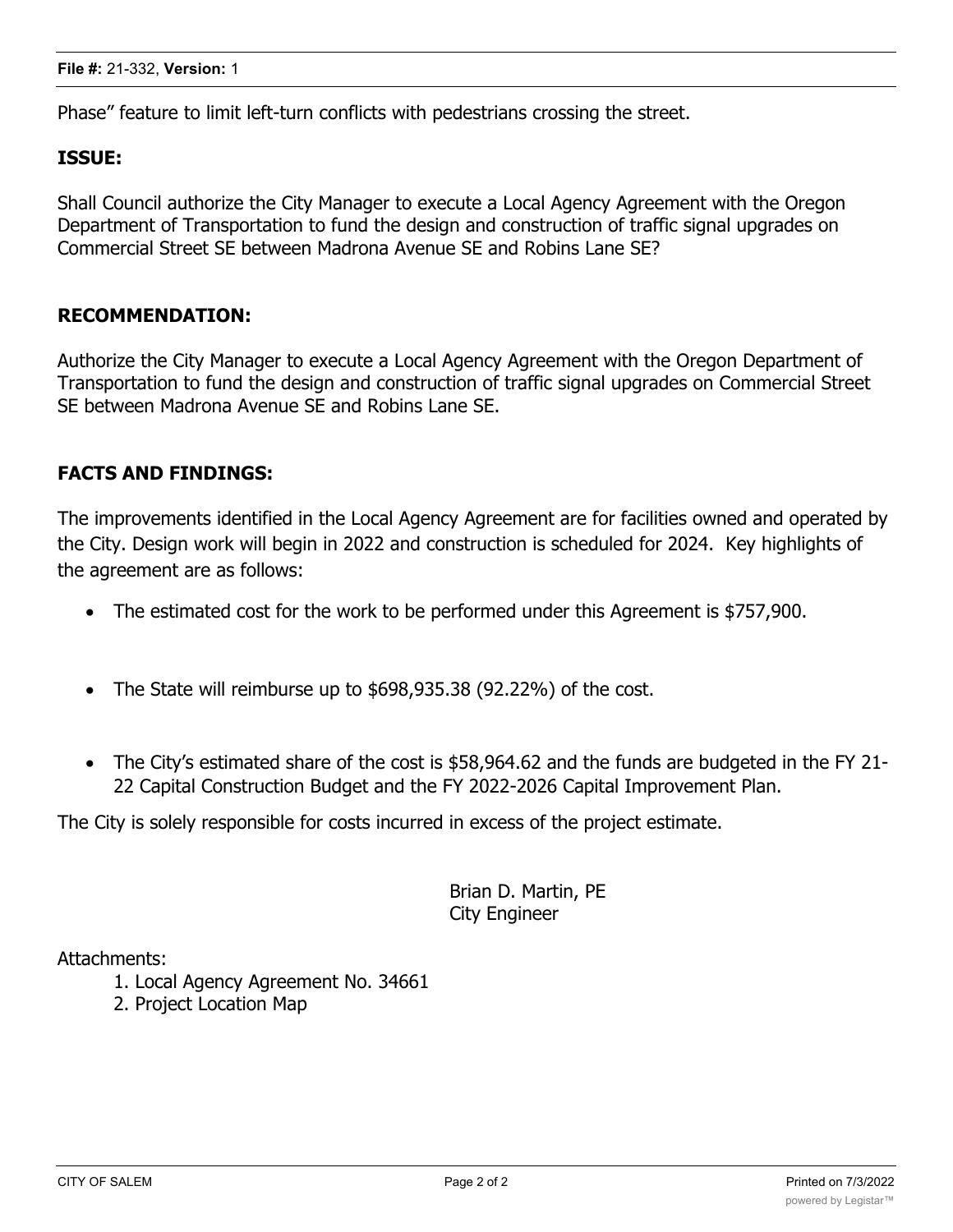Phase" feature to limit left-turn conflicts with pedestrians crossing the street.

**ISSUE:**

Shall Council authorize the City Manager to execute a Local Agency Agreement with the Oregon Department of Transportation to fund the design and construction of traffic signal upgrades on Commercial Street SE between Madrona Avenue SE and Robins Lane SE?

**RECOMMENDATION:**

Authorize the City Manager to execute a Local Agency Agreement with the Oregon Department of Transportation to fund the design and construction of traffic signal upgrades on Commercial Street SE between Madrona Avenue SE and Robins Lane SE.

**FACTS AND FINDINGS:**

The improvements identified in the Local Agency Agreement are for facilities owned and operated by the City. Design work will begin in 2022 and construction is scheduled for 2024. Key highlights of the agreement are as follows:

- The estimated cost for the work to be performed under this Agreement is $757,900.
- The State will reimburse up to $698,935.38 (92.22%) of the cost.
- The City's estimated share of the cost is $58,964.62 and the funds are budgeted in the FY 21-22 Capital Construction Budget and the FY 2022-2026 Capital Improvement Plan.

The City is solely responsible for costs incurred in excess of the project estimate.

Brian D. Martin, PE
City Engineer

Attachments:

1. Local Agency Agreement No. 34661
2. Project Location Map